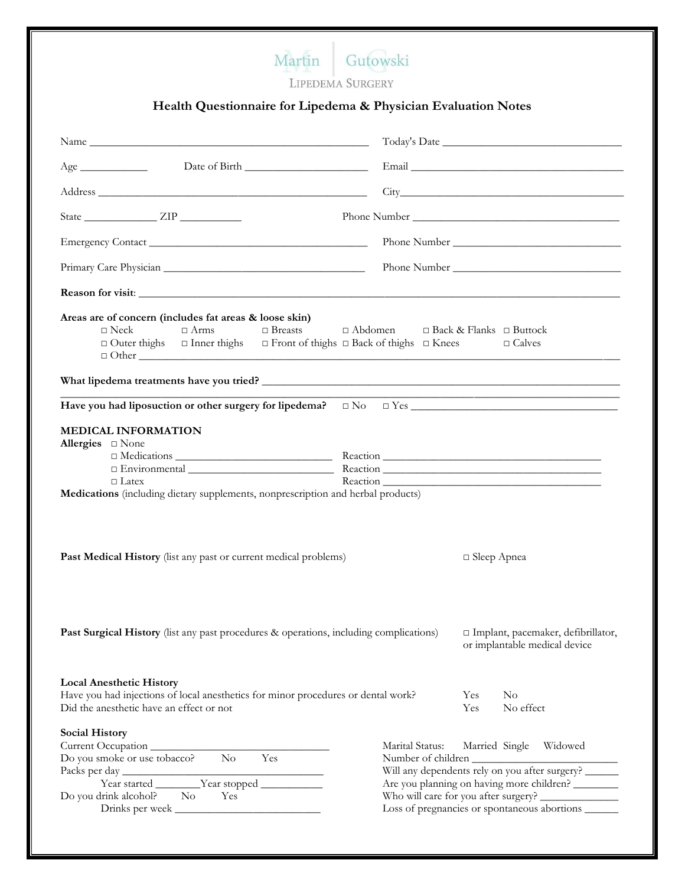Martin | Gutowski
LIPEDEMA SURGERY

# Health Questionnaire for Lipedema & Physician Evaluation Notes

Name ________________________________________________ Today's Date ______________________________

Age ___________ Date of Birth ____________________ Email _____________________________________

Address _____________________________________________ City______________________________________

State ____________ ZIP __________ Phone Number ___________________________________

Emergency Contact _____________________________________ Phone Number _____________________________

Primary Care Physician __________________________________ Phone Number _____________________________

**Reason for visit**: ______________________________________________________________________________

**Areas are of concern (includes fat areas & loose skin)**

□ Neck □ Arms □ Breasts □ Abdomen □ Back & Flanks □ Buttock
□ Outer thighs □ Inner thighs □ Front of thighs □ Back of thighs □ Knees □ Calves
□ Other ______________________________________________________________________________________

**What lipedema treatments have you tried?** _______________________________________________________
__________________________________________________________________________________________________

**Have you had liposuction or other surgery for lipedema?** □ No □ Yes __________________________________

## MEDICAL INFORMATION

**Allergies** □ None
□ Medications _________________________ Reaction ______________________________________
□ Environmental _______________________ Reaction ______________________________________
□ Latex Reaction ______________________________________

**Medications** (including dietary supplements, nonprescription and herbal products)

**Past Medical History** (list any past or current medical problems) □ Sleep Apnea

**Past Surgical History** (list any past procedures & operations, including complications) □ Implant, pacemaker, defibrillator, or implantable medical device

**Local Anesthetic History**

Have you had injections of local anesthetics for minor procedures or dental work? Yes No
Did the anesthetic have an effect or not Yes No effect

**Social History**

Current Occupation ______________________________
Do you smoke or use tobacco? No Yes
Packs per day ___________________________________
Year started ________Year stopped ___________
Do you drink alcohol? No Yes
Drinks per week _________________________

Marital Status: Married Single Widowed
Number of children ________________________
Will any dependents rely on you after surgery? ______
Are you planning on having more children? ________
Who will care for you after surgery? ______________
Loss of pregnancies or spontaneous abortions ______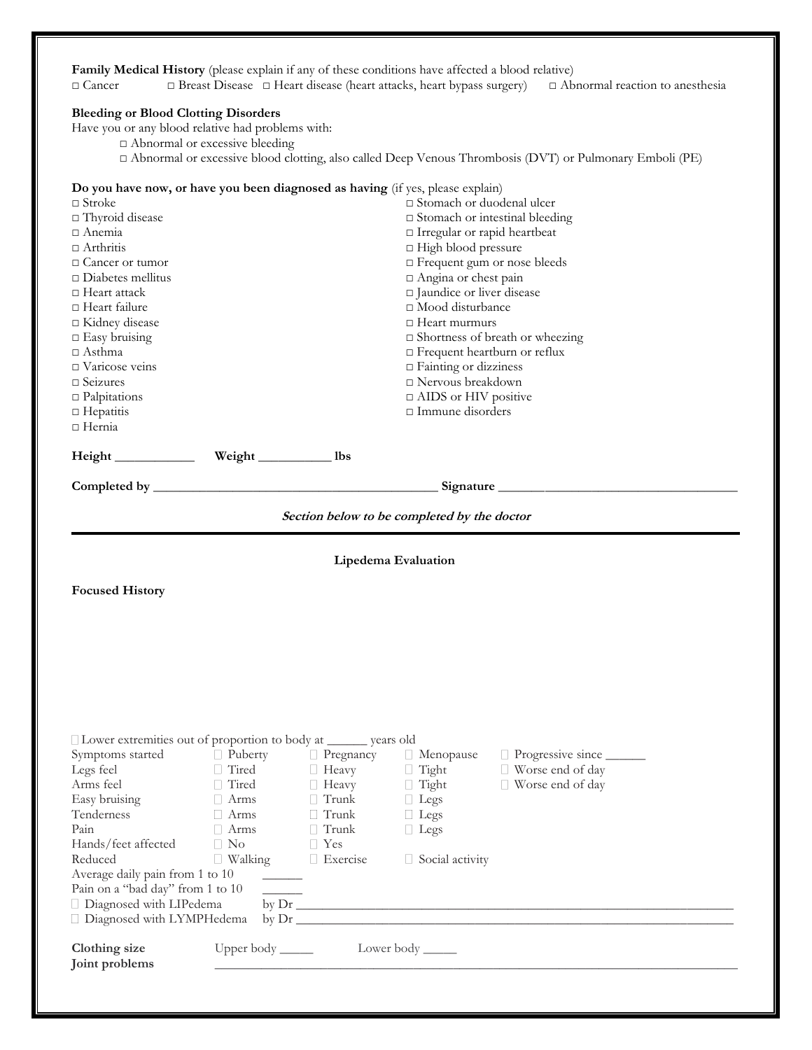**Family Medical History** (please explain if any of these conditions have affected a blood relative)

□ Cancer □ Breast Disease □ Heart disease (heart attacks, heart bypass surgery) □ Abnormal reaction to anesthesia

**Bleeding or Blood Clotting Disorders**

Have you or any blood relative had problems with:

- □ Abnormal or excessive bleeding
- □ Abnormal or excessive blood clotting, also called Deep Venous Thrombosis (DVT) or Pulmonary Emboli (PE)

**Do you have now, or have you been diagnosed as having** (if yes, please explain)

□ Stroke
□ Thyroid disease
□ Anemia
□ Arthritis
□ Cancer or tumor
□ Diabetes mellitus
□ Heart attack
□ Heart failure
□ Kidney disease
□ Easy bruising
□ Asthma
□ Varicose veins
□ Seizures
□ Palpitations
□ Hepatitis
□ Hernia
□ Stomach or duodenal ulcer
□ Stomach or intestinal bleeding
□ Irregular or rapid heartbeat
□ High blood pressure
□ Frequent gum or nose bleeds
□ Angina or chest pain
□ Jaundice or liver disease
□ Mood disturbance
□ Heart murmurs
□ Shortness of breath or wheezing
□ Frequent heartburn or reflux
□ Fainting or dizziness
□ Nervous breakdown
□ AIDS or HIV positive
□ Immune disorders

**Height** ____________ **Weight** ___________ **lbs**

**Completed by** ___________________________________________ **Signature** ____________________________________

***Section below to be completed by the doctor***

---

**Lipedema Evaluation**

**Focused History**

□ Lower extremities out of proportion to body at ______ years old

| | | | | |
|---|---|---|---|---|
| Symptoms started | □ Puberty | □ Pregnancy | □ Menopause | □ Progressive since ______ |
| Legs feel | □ Tired | □ Heavy | □ Tight | □ Worse end of day |
| Arms feel | □ Tired | □ Heavy | □ Tight | □ Worse end of day |
| Easy bruising | □ Arms | □ Trunk | □ Legs | |
| Tenderness | □ Arms | □ Trunk | □ Legs | |
| Pain | □ Arms | □ Trunk | □ Legs | |
| Hands/feet affected | □ No | □ Yes | | |
| Reduced | □ Walking | □ Exercise | □ Social activity | |

Average daily pain from 1 to 10 ______

Pain on a "bad day" from 1 to 10 ______

□ Diagnosed with LIPedema by Dr ____________________________________________________________________

□ Diagnosed with LYMPHedema by Dr ____________________________________________________________________

**Clothing size** Upper body _____ Lower body _____

**Joint problems** ______________________________________________________________________________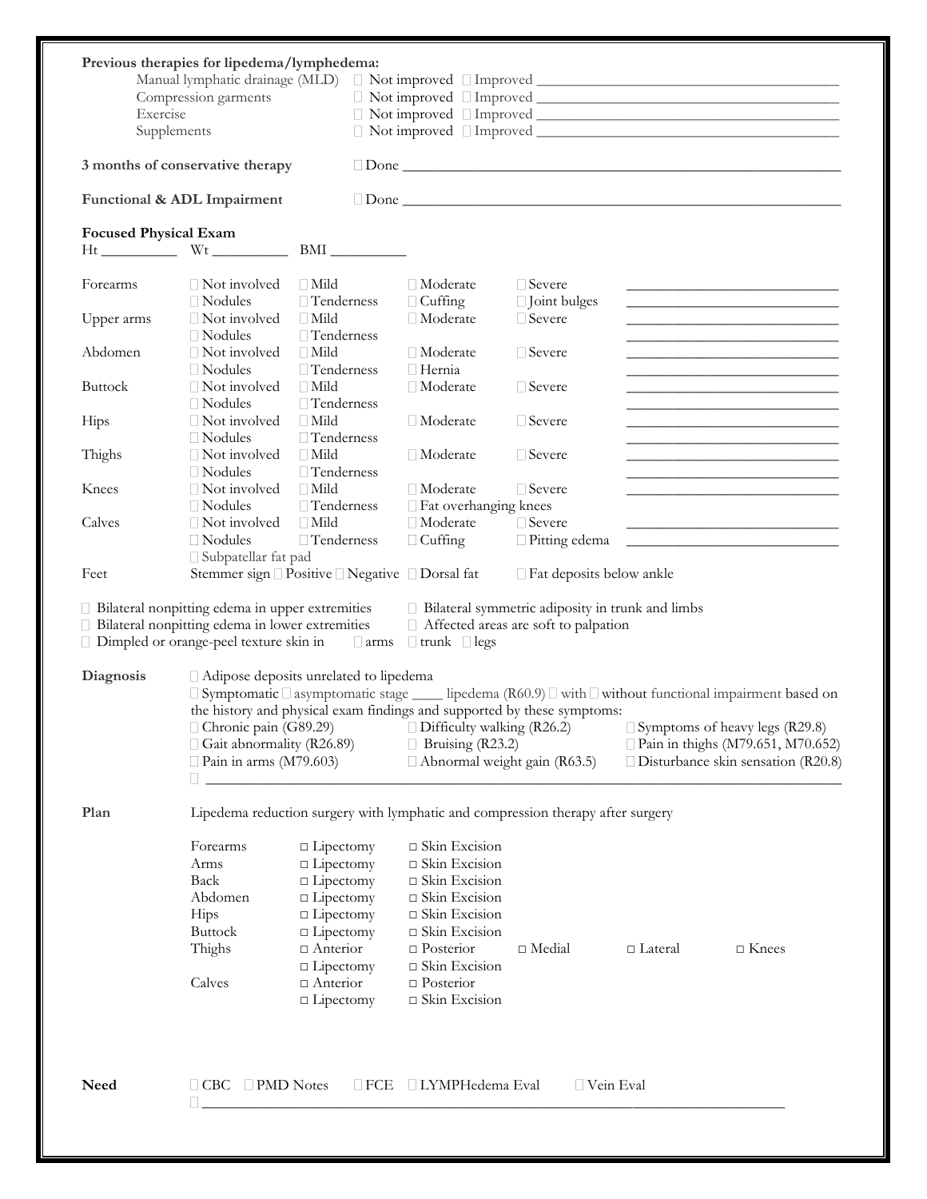**Previous therapies for lipedema/lymphedema:**

| | | |
|---|---|---|
| Manual lymphatic drainage (MLD) | ☐ Not improved ☐ Improved | ________________________ |
| Compression garments | ☐ Not improved ☐ Improved | ________________________ |
| Exercise | ☐ Not improved ☐ Improved | ________________________ |
| Supplements | ☐ Not improved ☐ Improved | ________________________ |

**3 months of conservative therapy** ☐ Done ________________________________

**Functional & ADL Impairment** ☐ Done ________________________________

**Focused Physical Exam**

Ht __________ Wt __________ BMI __________

| | | | | | |
|---|---|---|---|---|---|
| Forearms | ☐ Not involved | ☐ Mild | ☐ Moderate | ☐ Severe | ______________ |
| | ☐ Nodules | ☐ Tenderness | ☐ Cuffing | ☐ Joint bulges | ______________ |
| Upper arms | ☐ Not involved | ☐ Mild | ☐ Moderate | ☐ Severe | ______________ |
| | ☐ Nodules | ☐ Tenderness | | | ______________ |
| Abdomen | ☐ Not involved | ☐ Mild | ☐ Moderate | ☐ Severe | ______________ |
| | ☐ Nodules | ☐ Tenderness | ☐ Hernia | | ______________ |
| Buttock | ☐ Not involved | ☐ Mild | ☐ Moderate | ☐ Severe | ______________ |
| | ☐ Nodules | ☐ Tenderness | | | ______________ |
| Hips | ☐ Not involved | ☐ Mild | ☐ Moderate | ☐ Severe | ______________ |
| | ☐ Nodules | ☐ Tenderness | | | ______________ |
| Thighs | ☐ Not involved | ☐ Mild | ☐ Moderate | ☐ Severe | ______________ |
| | ☐ Nodules | ☐ Tenderness | | | ______________ |
| Knees | ☐ Not involved | ☐ Mild | ☐ Moderate | ☐ Severe | ______________ |
| | ☐ Nodules | ☐ Tenderness | ☐ Fat overhanging knees | | |
| Calves | ☐ Not involved | ☐ Mild | ☐ Moderate | ☐ Severe | ______________ |
| | ☐ Nodules | ☐ Tenderness | ☐ Cuffing | ☐ Pitting edema | ______________ |
| | ☐ Subpatellar fat pad | | | | |
| Feet | Stemmer sign ☐ Positive ☐ Negative | | ☐ Dorsal fat | ☐ Fat deposits below ankle | |

☐ Bilateral nonpitting edema in upper extremities
☐ Bilateral nonpitting edema in lower extremities
☐ Dimpled or orange-peel texture skin in ☐ arms ☐ trunk ☐ legs
☐ Bilateral symmetric adiposity in trunk and limbs
☐ Affected areas are soft to palpation

**Diagnosis**

☐ Adipose deposits unrelated to lipedema

☐ Symptomatic ☐ asymptomatic stage ____ lipedema (R60.9) ☐ with ☐ without functional impairment based on the history and physical exam findings and supported by these symptoms:

| | | |
|---|---|---|
| ☐ Chronic pain (G89.29) | ☐ Difficulty walking (R26.2) | ☐ Symptoms of heavy legs (R29.8) |
| ☐ Gait abnormality (R26.89) | ☐ Bruising (R23.2) | ☐ Pain in thighs (M79.651, M70.652) |
| ☐ Pain in arms (M79.603) | ☐ Abnormal weight gain (R63.5) | ☐ Disturbance skin sensation (R20.8) |

☐ ________________________________________________

**Plan**

Lipedema reduction surgery with lymphatic and compression therapy after surgery

| | | | | | |
|---|---|---|---|---|---|
| Forearms | □ Lipectomy | □ Skin Excision | | | |
| Arms | □ Lipectomy | □ Skin Excision | | | |
| Back | □ Lipectomy | □ Skin Excision | | | |
| Abdomen | □ Lipectomy | □ Skin Excision | | | |
| Hips | □ Lipectomy | □ Skin Excision | | | |
| Buttock | □ Lipectomy | □ Skin Excision | | | |
| Thighs | □ Anterior | □ Posterior | □ Medial | □ Lateral | □ Knees |
| | □ Lipectomy | □ Skin Excision | | | |
| Calves | □ Anterior | □ Posterior | | | |
| | □ Lipectomy | □ Skin Excision | | | |

**Need** ☐ CBC ☐ PMD Notes ☐ FCE ☐ LYMPHedema Eval ☐ Vein Eval

☐ ________________________________________________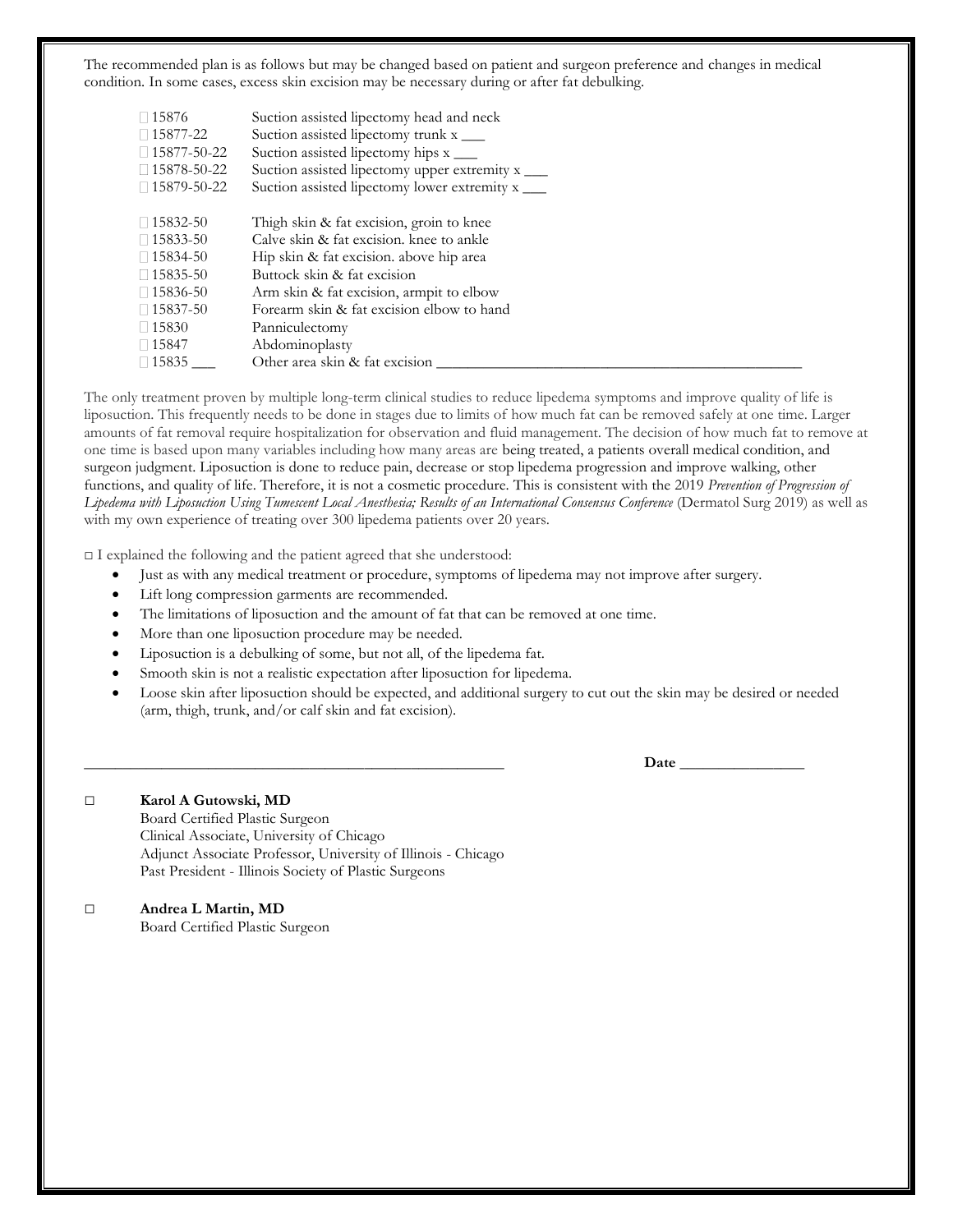The recommended plan is as follows but may be changed based on patient and surgeon preference and changes in medical condition. In some cases, excess skin excision may be necessary during or after fat debulking.

| | |
|---|---|
| ☐ 15876 | Suction assisted lipectomy head and neck |
| ☐ 15877-22 | Suction assisted lipectomy trunk x ___ |
| ☐ 15877-50-22 | Suction assisted lipectomy hips x ___ |
| ☐ 15878-50-22 | Suction assisted lipectomy upper extremity x ___ |
| ☐ 15879-50-22 | Suction assisted lipectomy lower extremity x ___ |
| ☐ 15832-50 | Thigh skin & fat excision, groin to knee |
| ☐ 15833-50 | Calve skin & fat excision. knee to ankle |
| ☐ 15834-50 | Hip skin & fat excision. above hip area |
| ☐ 15835-50 | Buttock skin & fat excision |
| ☐ 15836-50 | Arm skin & fat excision, armpit to elbow |
| ☐ 15837-50 | Forearm skin & fat excision elbow to hand |
| ☐ 15830 | Panniculectomy |
| ☐ 15847 | Abdominoplasty |
| ☐ 15835 ___ | Other area skin & fat excision ______________________________ |

The only treatment proven by multiple long-term clinical studies to reduce lipedema symptoms and improve quality of life is liposuction. This frequently needs to be done in stages due to limits of how much fat can be removed safely at one time. Larger amounts of fat removal require hospitalization for observation and fluid management. The decision of how much fat to remove at one time is based upon many variables including how many areas are being treated, a patients overall medical condition, and surgeon judgment. Liposuction is done to reduce pain, decrease or stop lipedema progression and improve walking, other functions, and quality of life. Therefore, it is not a cosmetic procedure. This is consistent with the 2019 *Prevention of Progression of Lipedema with Liposuction Using Tumescent Local Anesthesia; Results of an International Consensus Conference* (Dermatol Surg 2019) as well as with my own experience of treating over 300 lipedema patients over 20 years.

□ I explained the following and the patient agreed that she understood:

- Just as with any medical treatment or procedure, symptoms of lipedema may not improve after surgery.
- Lift long compression garments are recommended.
- The limitations of liposuction and the amount of fat that can be removed at one time.
- More than one liposuction procedure may be needed.
- Liposuction is a debulking of some, but not all, of the lipedema fat.
- Smooth skin is not a realistic expectation after liposuction for lipedema.
- Loose skin after liposuction should be expected, and additional surgery to cut out the skin may be desired or needed (arm, thigh, trunk, and/or calf skin and fat excision).

_______________________________________________ **Date** ______________

□ **Karol A Gutowski, MD**
Board Certified Plastic Surgeon
Clinical Associate, University of Chicago
Adjunct Associate Professor, University of Illinois - Chicago
Past President - Illinois Society of Plastic Surgeons

□ **Andrea L Martin, MD**
Board Certified Plastic Surgeon